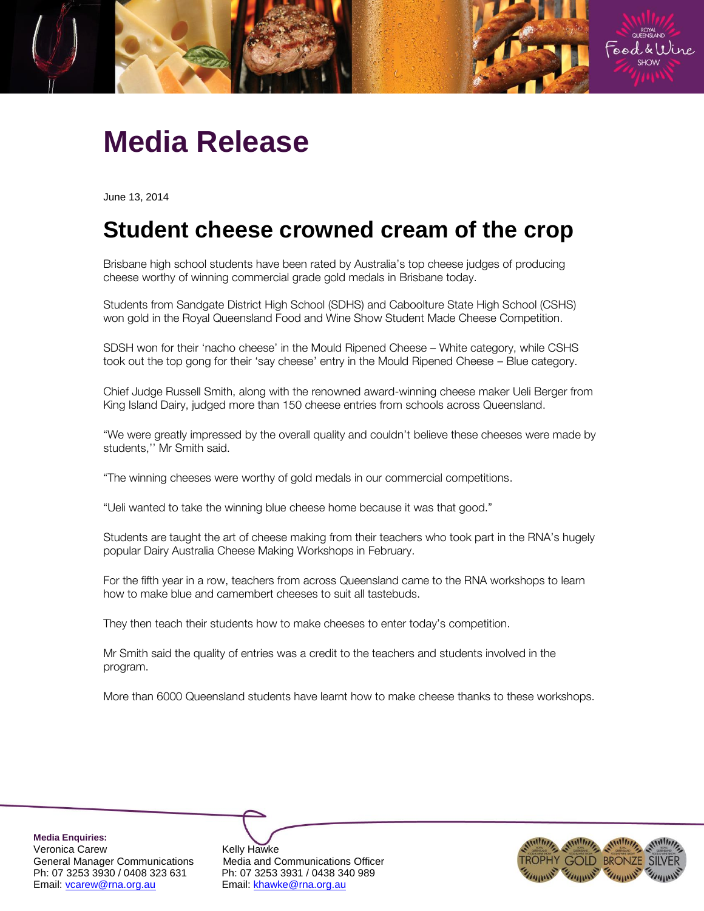# Media Release

June 13, 2014

## Student cheese crowned cream of the crop

Brisbane high school students have been rated by Australia's top cheese judges of producing cheese worthy of winning commercial grade gold medals in Brisbane today.

Students from Sandgate District High School (SDHS) and Caboolture State High School (CSHS) won gold in the Royal Queensland Food and Wine Show Student Made Cheese Competition.

SDSH won for their 'nacho cheese' in the Mould Ripened Cheese – White category, while CSHS took out the top gong for their 'say cheese' entry in the Mould Ripened Cheese – Blue category.

Chief Judge Russell Smith, along with the renowned award-winning cheese maker Ueli Berger from King Island Dairy, judged more than 150 cheese entries from schools across Queensland.

"We were greatly impressed by the overall quality and couldn't believe these cheeses were made by students,'' Mr Smith said.

"The winning cheeses were worthy of gold medals in our commercial competitions.

"Ueli wanted to take the winning blue cheese home because it was that good."

Students are taught the art of cheese making from their teachers who took part in the RNA's hugely popular Dairy Australia Cheese Making Workshops in February.

For the fifth year in a row, teachers from across Queensland came to the RNA workshops to learn how to make blue and camembert cheeses to suit all tastebuds.

They then teach their students how to make cheeses to enter today's competition.

Mr Smith said the quality of entries was a credit to the teachers and students involved in the program.

More than 6000 Queensland students have learnt how to make cheese thanks to these workshops.

**Media Enquiries:**

Veronica Carew
General Manager Communications
Ph: 07 3253 3930 / 0408 323 631
Email: vcarew@rna.org.au

Kelly Hawke
Media and Communications Officer
Ph: 07 3253 3931 / 0438 340 989
Email: khawke@rna.org.au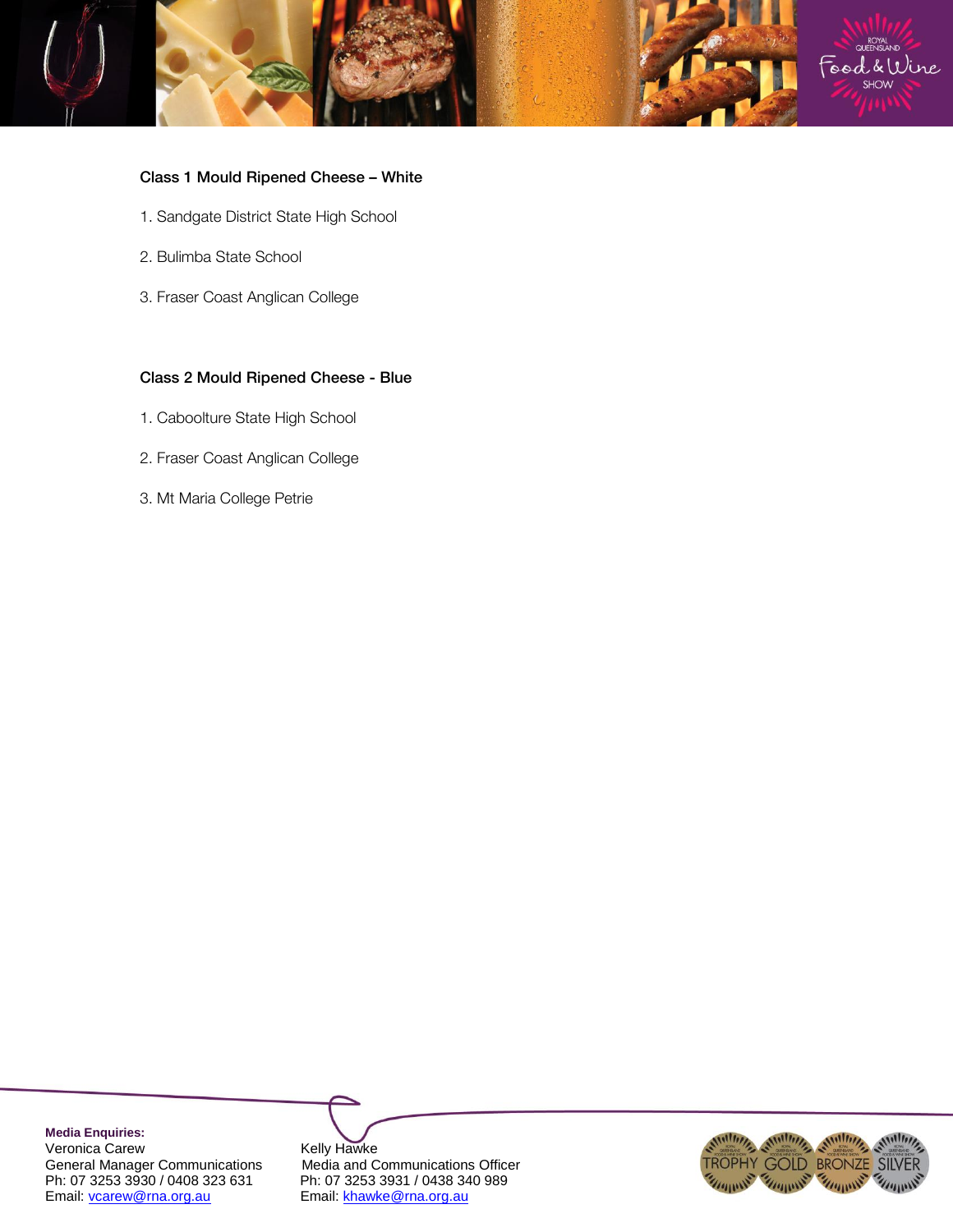**Class 1 Mould Ripened Cheese – White**

1. Sandgate District State High School
2. Bulimba State School
3. Fraser Coast Anglican College

**Class 2 Mould Ripened Cheese - Blue**

1. Caboolture State High School
2. Fraser Coast Anglican College
3. Mt Maria College Petrie